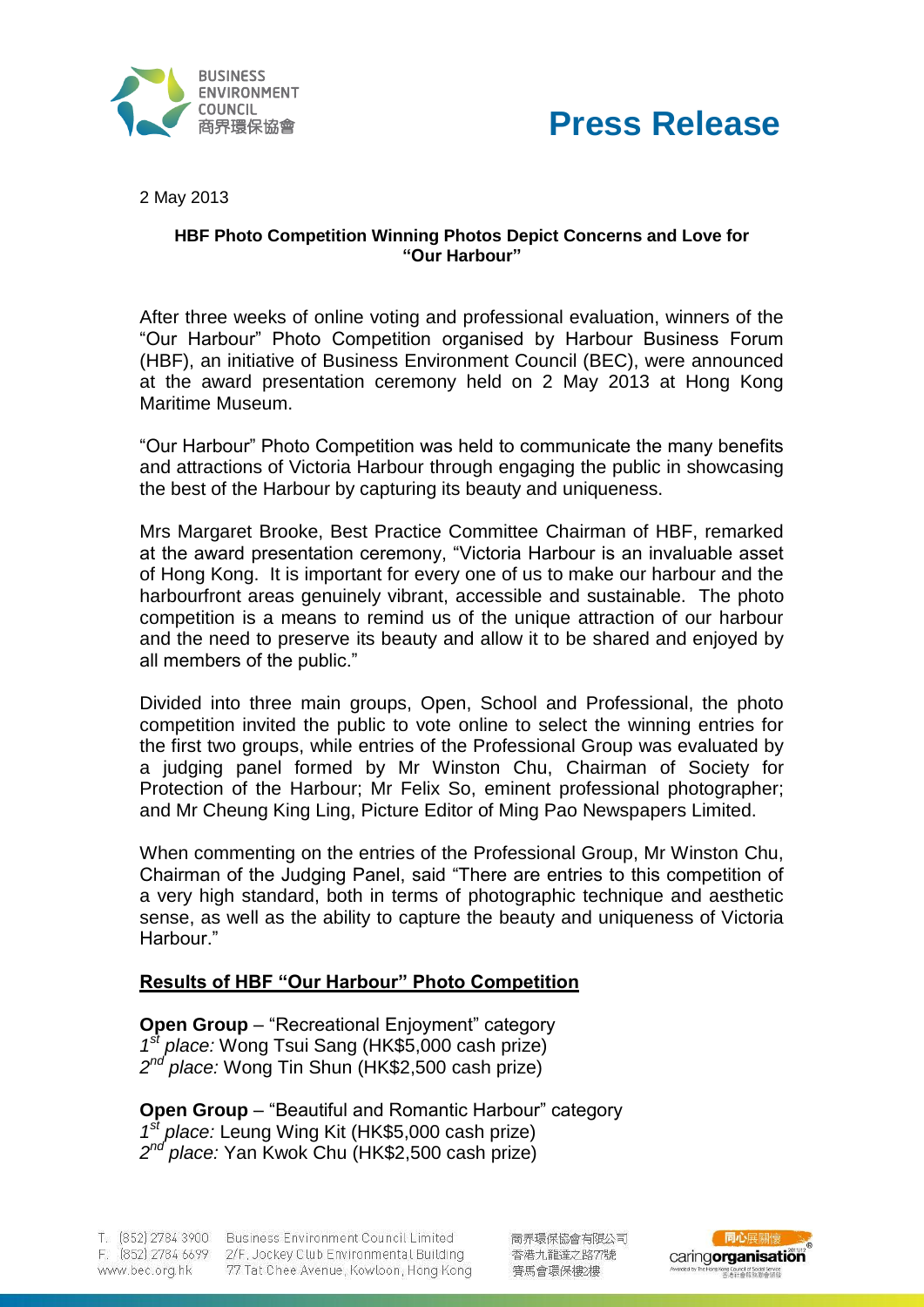# Press Release

2 May 2013

**HBF Photo Competition Winning Photos Depict Concerns and Love for "Our Harbour"**

After three weeks of online voting and professional evaluation, winners of the "Our Harbour" Photo Competition organised by Harbour Business Forum (HBF), an initiative of Business Environment Council (BEC), were announced at the award presentation ceremony held on 2 May 2013 at Hong Kong Maritime Museum.

"Our Harbour" Photo Competition was held to communicate the many benefits and attractions of Victoria Harbour through engaging the public in showcasing the best of the Harbour by capturing its beauty and uniqueness.

Mrs Margaret Brooke, Best Practice Committee Chairman of HBF, remarked at the award presentation ceremony, "Victoria Harbour is an invaluable asset of Hong Kong. It is important for every one of us to make our harbour and the harbourfront areas genuinely vibrant, accessible and sustainable. The photo competition is a means to remind us of the unique attraction of our harbour and the need to preserve its beauty and allow it to be shared and enjoyed by all members of the public."

Divided into three main groups, Open, School and Professional, the photo competition invited the public to vote online to select the winning entries for the first two groups, while entries of the Professional Group was evaluated by a judging panel formed by Mr Winston Chu, Chairman of Society for Protection of the Harbour; Mr Felix So, eminent professional photographer; and Mr Cheung King Ling, Picture Editor of Ming Pao Newspapers Limited.

When commenting on the entries of the Professional Group, Mr Winston Chu, Chairman of the Judging Panel, said "There are entries to this competition of a very high standard, both in terms of photographic technique and aesthetic sense, as well as the ability to capture the beauty and uniqueness of Victoria Harbour."

## Results of HBF "Our Harbour" Photo Competition

**Open Group** – "Recreational Enjoyment" category
*1st place:* Wong Tsui Sang (HK$5,000 cash prize)
*2nd place:* Wong Tin Shun (HK$2,500 cash prize)

**Open Group** – "Beautiful and Romantic Harbour" category
*1st place:* Leung Wing Kit (HK$5,000 cash prize)
*2nd place:* Yan Kwok Chu (HK$2,500 cash prize)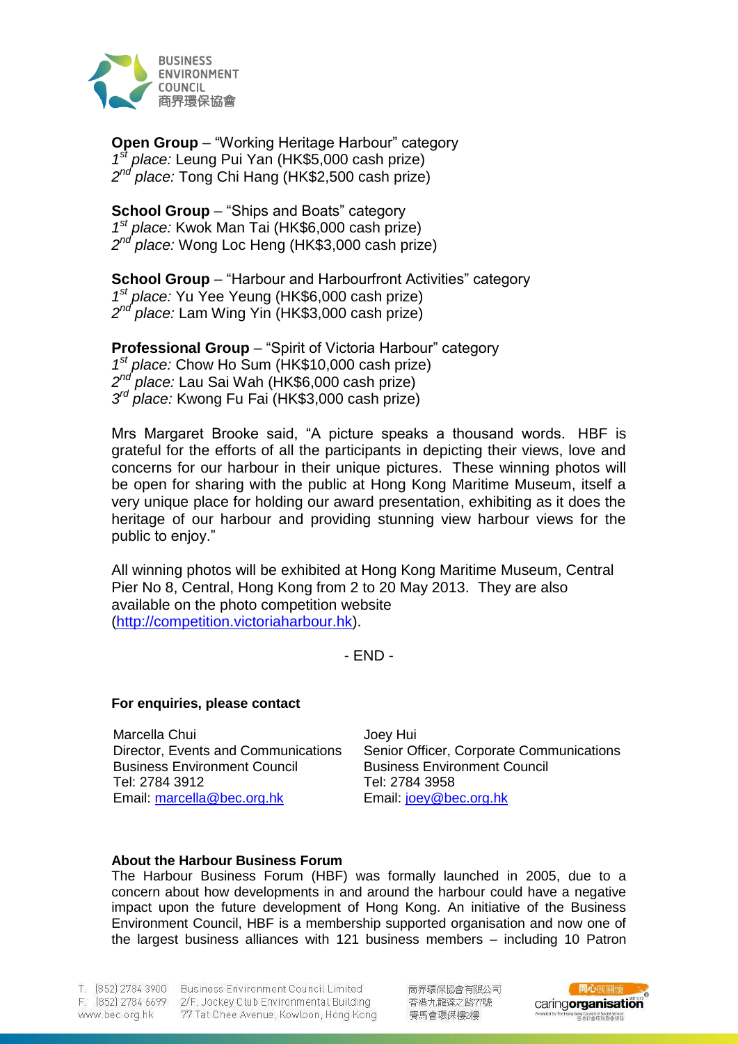**Open Group** – "Working Heritage Harbour" category
1st *place:* Leung Pui Yan (HK$5,000 cash prize)
2nd *place:* Tong Chi Hang (HK$2,500 cash prize)

**School Group** – "Ships and Boats" category
1st *place:* Kwok Man Tai (HK$6,000 cash prize)
2nd *place:* Wong Loc Heng (HK$3,000 cash prize)

**School Group** – "Harbour and Harbourfront Activities" category
1st *place:* Yu Yee Yeung (HK$6,000 cash prize)
2nd *place:* Lam Wing Yin (HK$3,000 cash prize)

**Professional Group** – "Spirit of Victoria Harbour" category
1st *place:* Chow Ho Sum (HK$10,000 cash prize)
2nd *place:* Lau Sai Wah (HK$6,000 cash prize)
3rd *place:* Kwong Fu Fai (HK$3,000 cash prize)

Mrs Margaret Brooke said, "A picture speaks a thousand words. HBF is grateful for the efforts of all the participants in depicting their views, love and concerns for our harbour in their unique pictures. These winning photos will be open for sharing with the public at Hong Kong Maritime Museum, itself a very unique place for holding our award presentation, exhibiting as it does the heritage of our harbour and providing stunning view harbour views for the public to enjoy."

All winning photos will be exhibited at Hong Kong Maritime Museum, Central Pier No 8, Central, Hong Kong from 2 to 20 May 2013. They are also available on the photo competition website (http://competition.victoriaharbour.hk).

- END -

**For enquiries, please contact**

| Marcella Chui | Joey Hui |
|---|---|
| Director, Events and Communications | Senior Officer, Corporate Communications |
| Business Environment Council | Business Environment Council |
| Tel: 2784 3912 | Tel: 2784 3958 |
| Email: marcella@bec.org.hk | Email: joey@bec.org.hk |

**About the Harbour Business Forum**

The Harbour Business Forum (HBF) was formally launched in 2005, due to a concern about how developments in and around the harbour could have a negative impact upon the future development of Hong Kong. An initiative of the Business Environment Council, HBF is a membership supported organisation and now one of the largest business alliances with 121 business members – including 10 Patron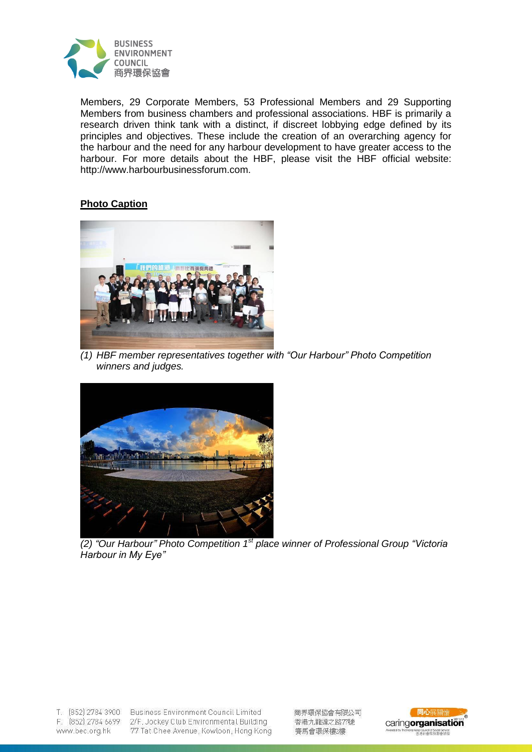Members, 29 Corporate Members, 53 Professional Members and 29 Supporting Members from business chambers and professional associations. HBF is primarily a research driven think tank with a distinct, if discreet lobbying edge defined by its principles and objectives. These include the creation of an overarching agency for the harbour and the need for any harbour development to have greater access to the harbour. For more details about the HBF, please visit the HBF official website: http://www.harbourbusinessforum.com.

**Photo Caption**

*(1) HBF member representatives together with "Our Harbour" Photo Competition winners and judges.*

*(2) "Our Harbour" Photo Competition 1st place winner of Professional Group "Victoria Harbour in My Eye"*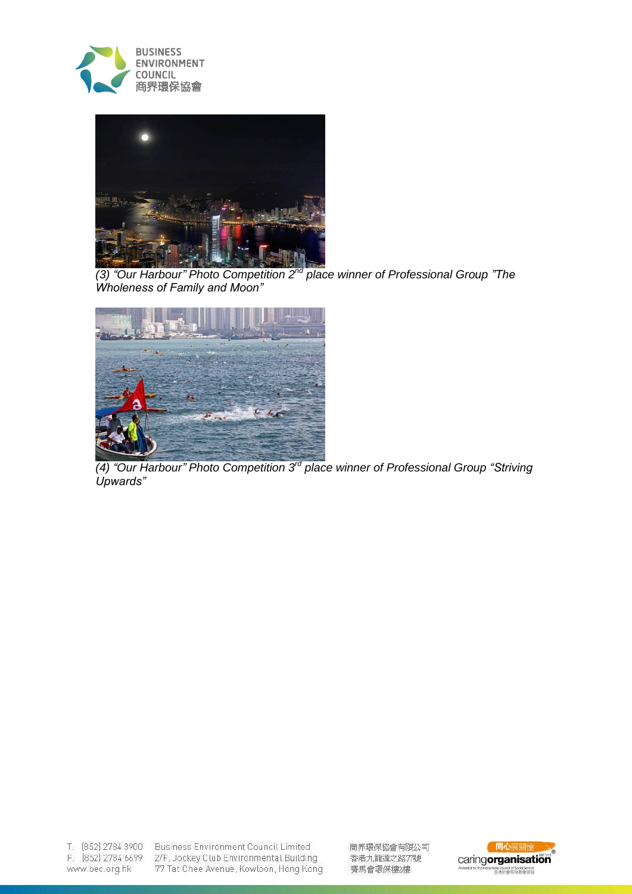*(3) "Our Harbour" Photo Competition 2nd place winner of Professional Group "The Wholeness of Family and Moon"*

*(4) "Our Harbour" Photo Competition 3rd place winner of Professional Group "Striving Upwards"*